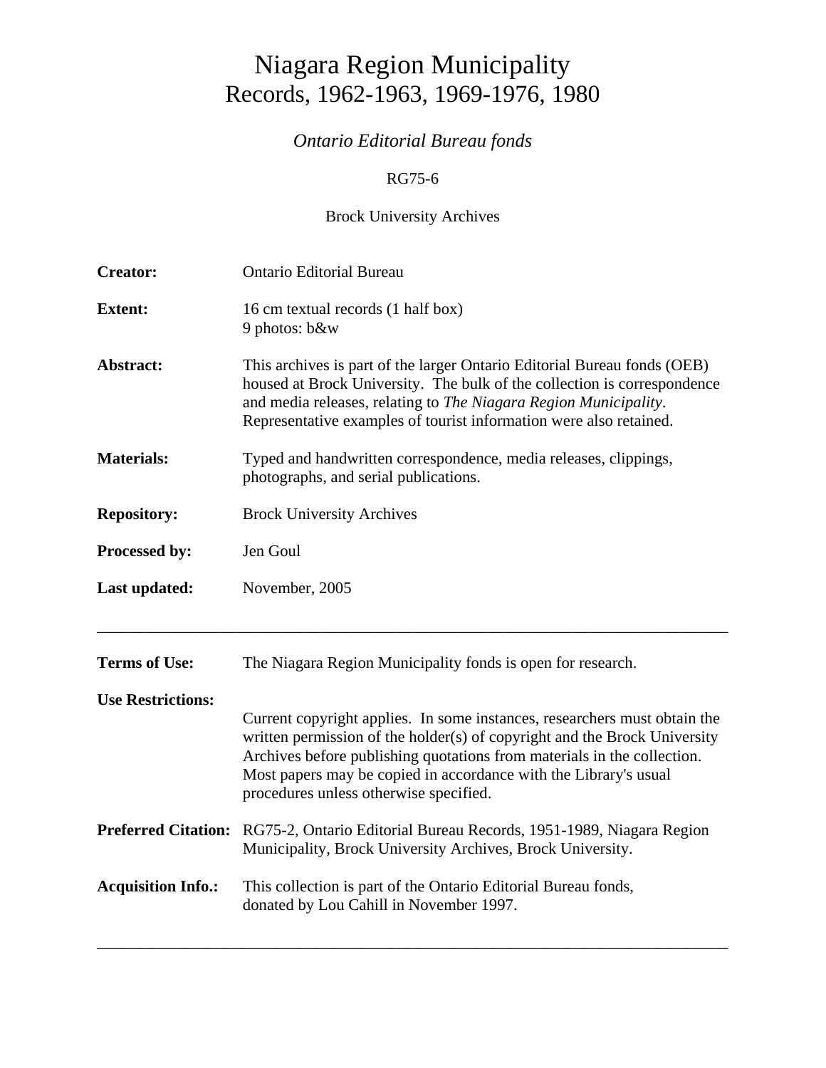# Niagara Region Municipality
# Records, 1962-1963, 1969-1976, 1980

*Ontario Editorial Bureau fonds*

RG75-6

Brock University Archives

**Creator:** Ontario Editorial Bureau

**Extent:** 16 cm textual records (1 half box)
9 photos: b&w

**Abstract:** This archives is part of the larger Ontario Editorial Bureau fonds (OEB) housed at Brock University. The bulk of the collection is correspondence and media releases, relating to *The Niagara Region Municipality*. Representative examples of tourist information were also retained.

**Materials:** Typed and handwritten correspondence, media releases, clippings, photographs, and serial publications.

**Repository:** Brock University Archives

**Processed by:** Jen Goul

**Last updated:** November, 2005

---

**Terms of Use:** The Niagara Region Municipality fonds is open for research.

**Use Restrictions:**
Current copyright applies. In some instances, researchers must obtain the written permission of the holder(s) of copyright and the Brock University Archives before publishing quotations from materials in the collection. Most papers may be copied in accordance with the Library's usual procedures unless otherwise specified.

**Preferred Citation:** RG75-2, Ontario Editorial Bureau Records, 1951-1989, Niagara Region Municipality, Brock University Archives, Brock University.

**Acquisition Info.:** This collection is part of the Ontario Editorial Bureau fonds, donated by Lou Cahill in November 1997.

---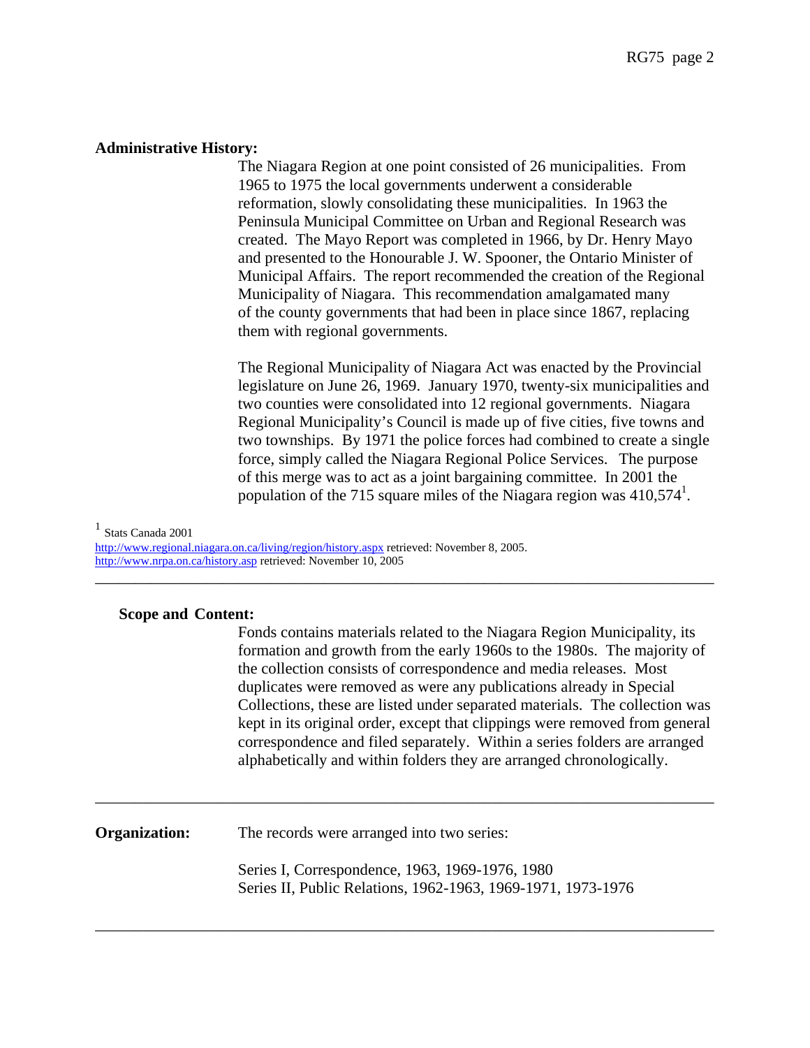**Administrative History:**

The Niagara Region at one point consisted of 26 municipalities. From 1965 to 1975 the local governments underwent a considerable reformation, slowly consolidating these municipalities. In 1963 the Peninsula Municipal Committee on Urban and Regional Research was created. The Mayo Report was completed in 1966, by Dr. Henry Mayo and presented to the Honourable J. W. Spooner, the Ontario Minister of Municipal Affairs. The report recommended the creation of the Regional Municipality of Niagara. This recommendation amalgamated many of the county governments that had been in place since 1867, replacing them with regional governments.

The Regional Municipality of Niagara Act was enacted by the Provincial legislature on June 26, 1969. January 1970, twenty-six municipalities and two counties were consolidated into 12 regional governments. Niagara Regional Municipality's Council is made up of five cities, five towns and two townships. By 1971 the police forces had combined to create a single force, simply called the Niagara Regional Police Services. The purpose of this merge was to act as a joint bargaining committee. In 2001 the population of the 715 square miles of the Niagara region was 410,574[1].

[1] Stats Canada 2001

http://www.regional.niagara.on.ca/living/region/history.aspx retrieved: November 8, 2005.
http://www.nrpa.on.ca/history.asp retrieved: November 10, 2005

---

**Scope and Content:**

Fonds contains materials related to the Niagara Region Municipality, its formation and growth from the early 1960s to the 1980s. The majority of the collection consists of correspondence and media releases. Most duplicates were removed as were any publications already in Special Collections, these are listed under separated materials. The collection was kept in its original order, except that clippings were removed from general correspondence and filed separately. Within a series folders are arranged alphabetically and within folders they are arranged chronologically.

---

**Organization:** The records were arranged into two series:

Series I, Correspondence, 1963, 1969-1976, 1980
Series II, Public Relations, 1962-1963, 1969-1971, 1973-1976

---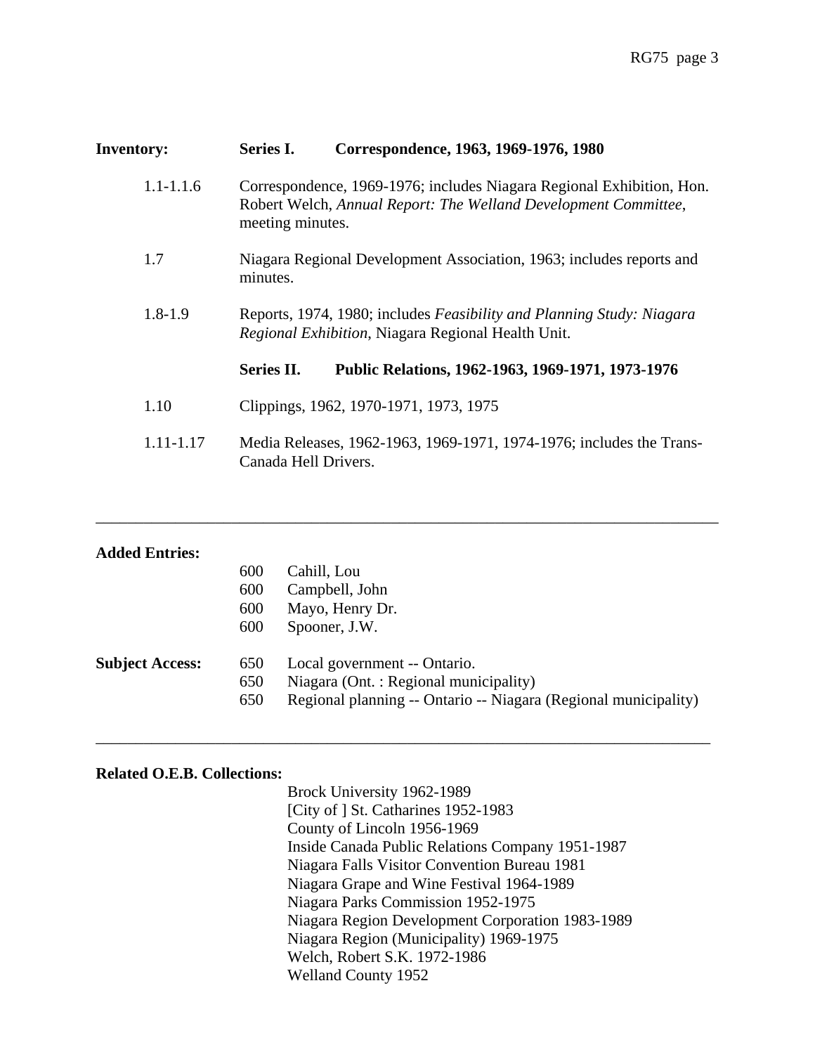**Inventory:** **Series I. Correspondence, 1963, 1969-1976, 1980**

| | |
|---|---|
| 1.1-1.1.6 | Correspondence, 1969-1976; includes Niagara Regional Exhibition, Hon. Robert Welch, *Annual Report: The Welland Development Committee*, meeting minutes. |
| 1.7 | Niagara Regional Development Association, 1963; includes reports and minutes. |
| 1.8-1.9 | Reports, 1974, 1980; includes *Feasibility and Planning Study: Niagara Regional Exhibition*, Niagara Regional Health Unit. |

**Series II. Public Relations, 1962-1963, 1969-1971, 1973-1976**

| | |
|---|---|
| 1.10 | Clippings, 1962, 1970-1971, 1973, 1975 |
| 1.11-1.17 | Media Releases, 1962-1963, 1969-1971, 1974-1976; includes the Trans-Canada Hell Drivers. |

---

**Added Entries:**

600 Cahill, Lou
600 Campbell, John
600 Mayo, Henry Dr.
600 Spooner, J.W.

**Subject Access:**

650 Local government -- Ontario.
650 Niagara (Ont. : Regional municipality)
650 Regional planning -- Ontario -- Niagara (Regional municipality)

---

**Related O.E.B. Collections:**

Brock University 1962-1989
[City of ] St. Catharines 1952-1983
County of Lincoln 1956-1969
Inside Canada Public Relations Company 1951-1987
Niagara Falls Visitor Convention Bureau 1981
Niagara Grape and Wine Festival 1964-1989
Niagara Parks Commission 1952-1975
Niagara Region Development Corporation 1983-1989
Niagara Region (Municipality) 1969-1975
Welch, Robert S.K. 1972-1986
Welland County 1952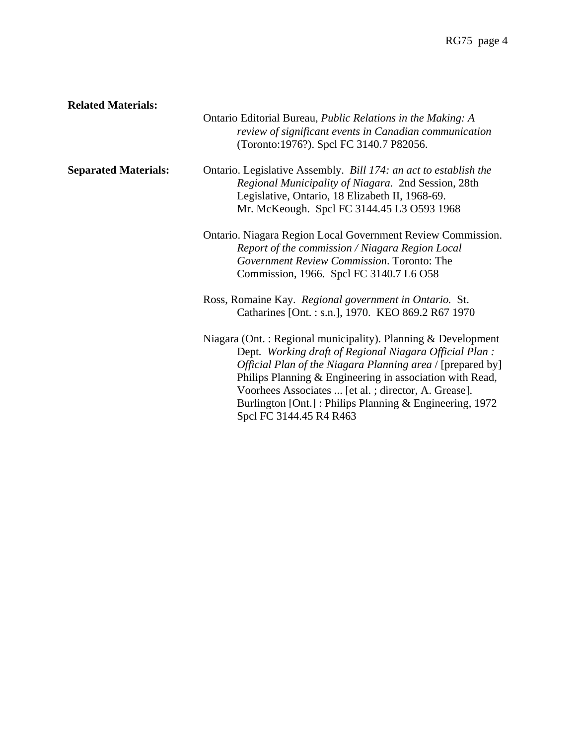**Related Materials:**

Ontario Editorial Bureau, *Public Relations in the Making: A review of significant events in Canadian communication* (Toronto:1976?). Spcl FC 3140.7 P82056.

**Separated Materials:**

Ontario. Legislative Assembly. *Bill 174: an act to establish the Regional Municipality of Niagara.* 2nd Session, 28th Legislative, Ontario, 18 Elizabeth II, 1968-69. Mr. McKeough. Spcl FC 3144.45 L3 O593 1968

Ontario. Niagara Region Local Government Review Commission. *Report of the commission / Niagara Region Local Government Review Commission*. Toronto: The Commission, 1966. Spcl FC 3140.7 L6 O58

Ross, Romaine Kay. *Regional government in Ontario.* St. Catharines [Ont. : s.n.], 1970. KEO 869.2 R67 1970

Niagara (Ont. : Regional municipality). Planning & Development Dept. *Working draft of Regional Niagara Official Plan : Official Plan of the Niagara Planning area* / [prepared by] Philips Planning & Engineering in association with Read, Voorhees Associates ... [et al. ; director, A. Grease]. Burlington [Ont.] : Philips Planning & Engineering, 1972 Spcl FC 3144.45 R4 R463